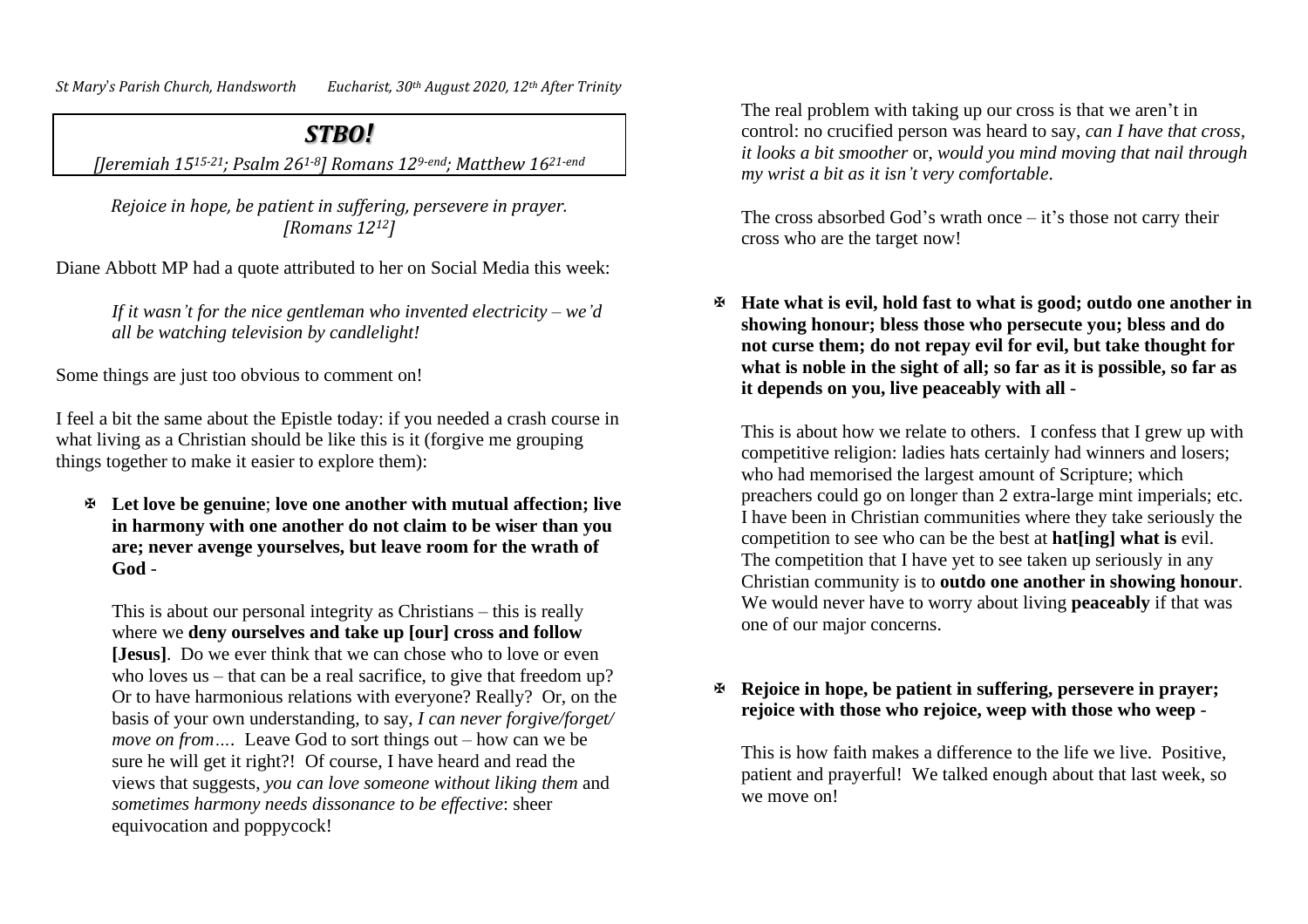# *STBO!*

*[Jeremiah 15$^{15-21}$; Psalm 26$^{1-8}$] Romans 12$^{9-end}$; Matthew 16$^{21-end}$*

*Rejoice in hope, be patient in suffering, persevere in prayer. [Romans 12$^{12}$]*

Diane Abbott MP had a quote attributed to her on Social Media this week:

> *If it wasn't for the nice gentleman who invented electricity – we'd all be watching television by candlelight!*

Some things are just too obvious to comment on!

I feel a bit the same about the Epistle today: if you needed a crash course in what living as a Christian should be like this is it (forgive me grouping things together to make it easier to explore them):

- ✠ **Let love be genuine**; **love one another with mutual affection; live in harmony with one another do not claim to be wiser than you are; never avenge yourselves, but leave room for the wrath of God** -

  This is about our personal integrity as Christians – this is really where we **deny ourselves and take up [our] cross and follow [Jesus]**. Do we ever think that we can chose who to love or even who loves us – that can be a real sacrifice, to give that freedom up? Or to have harmonious relations with everyone? Really? Or, on the basis of your own understanding, to say, *I can never forgive/forget/ move on from….* Leave God to sort things out – how can we be sure he will get it right?! Of course, I have heard and read the views that suggests, *you can love someone without liking them* and *sometimes harmony needs dissonance to be effective*: sheer equivocation and poppycock!

  The real problem with taking up our cross is that we aren't in control: no crucified person was heard to say, *can I have that cross, it looks a bit smoother* or, *would you mind moving that nail through my wrist a bit as it isn't very comfortable*.

  The cross absorbed God's wrath once – it's those not carry their cross who are the target now!

- ✠ **Hate what is evil, hold fast to what is good; outdo one another in showing honour; bless those who persecute you; bless and do not curse them; do not repay evil for evil, but take thought for what is noble in the sight of all; so far as it is possible, so far as it depends on you, live peaceably with all** -

  This is about how we relate to others. I confess that I grew up with competitive religion: ladies hats certainly had winners and losers; who had memorised the largest amount of Scripture; which preachers could go on longer than 2 extra-large mint imperials; etc. I have been in Christian communities where they take seriously the competition to see who can be the best at **hat[ing] what is** evil. The competition that I have yet to see taken up seriously in any Christian community is to **outdo one another in showing honour**. We would never have to worry about living **peaceably** if that was one of our major concerns.

- ✠ **Rejoice in hope, be patient in suffering, persevere in prayer; rejoice with those who rejoice, weep with those who weep** -

  This is how faith makes a difference to the life we live. Positive, patient and prayerful! We talked enough about that last week, so we move on!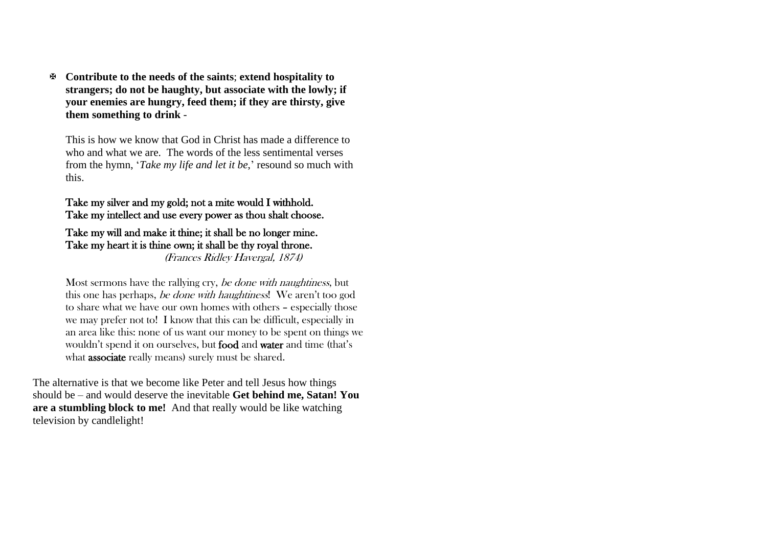- ✠ **Contribute to the needs of the saints**; **extend hospitality to strangers; do not be haughty, but associate with the lowly; if your enemies are hungry, feed them; if they are thirsty, give them something to drink** -

  This is how we know that God in Christ has made a difference to who and what we are. The words of the less sentimental verses from the hymn, '*Take my life and let it be,*' resound so much with this.

  Take my silver and my gold; not a mite would I withhold.
  Take my intellect and use every power as thou shalt choose.

  Take my will and make it thine; it shall be no longer mine.
  Take my heart it is thine own; it shall be thy royal throne.
  *(Frances Ridley Havergal, 1874)*

  Most sermons have the rallying cry, *be done with naughtiness*, but this one has perhaps, *be done with haughtiness*! We aren't too god to share what we have our own homes with others – especially those we may prefer not to! I know that this can be difficult, especially in an area like this: none of us want our money to be spent on things we wouldn't spend it on ourselves, but **food** and **water** and time (that's what **associate** really means) surely must be shared.

The alternative is that we become like Peter and tell Jesus how things should be – and would deserve the inevitable **Get behind me, Satan! You are a stumbling block to me!** And that really would be like watching television by candlelight!